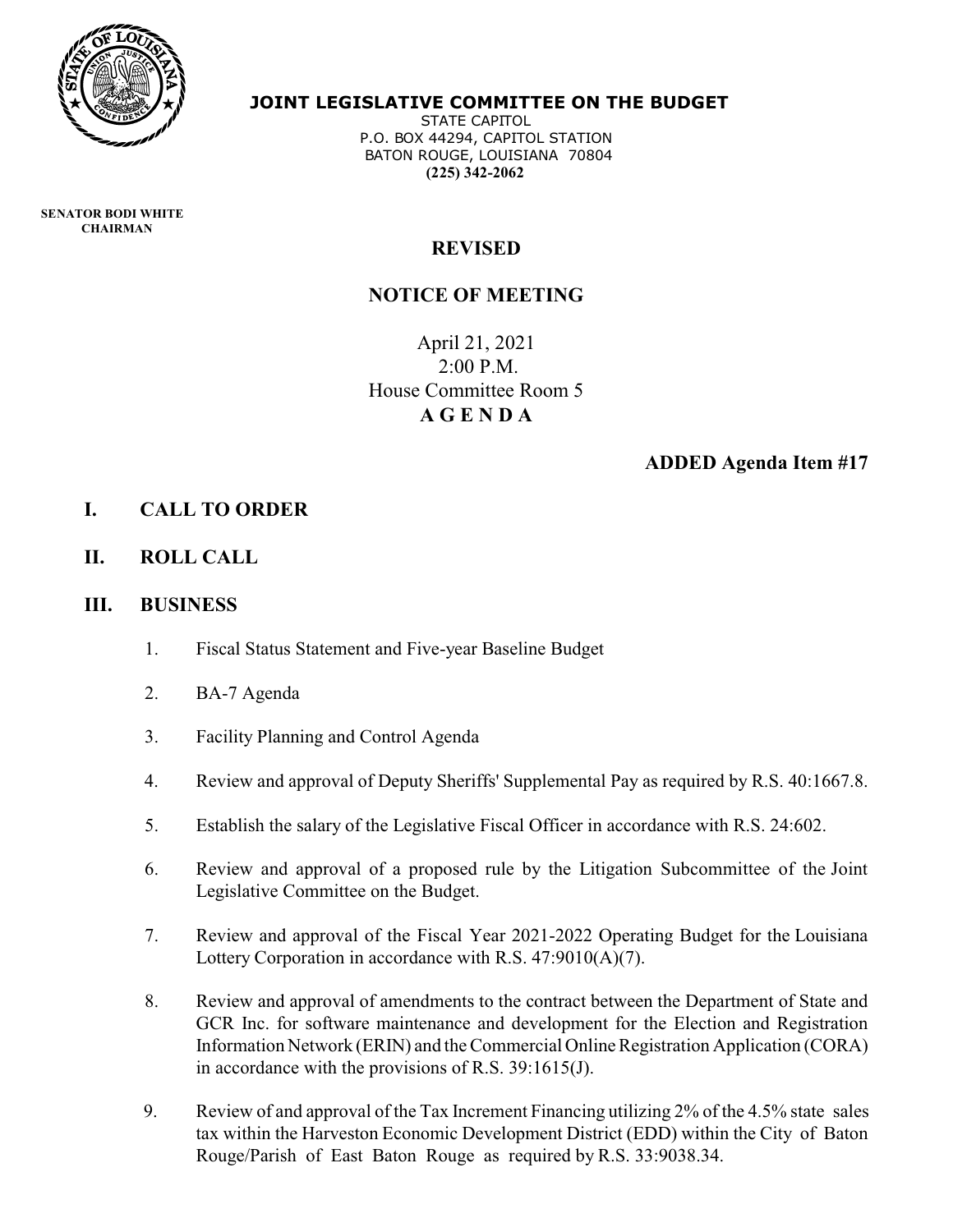**JOINT LEGISLATIVE COMMITTEE ON THE BUDGET**
STATE CAPITOL
P.O. BOX 44294, CAPITOL STATION
BATON ROUGE, LOUISIANA 70804
**(225) 342-2062**

**SENATOR BODI WHITE**
**CHAIRMAN**

# REVISED

# NOTICE OF MEETING

April 21, 2021
2:00 P.M.
House Committee Room 5
**A G E N D A**

**ADDED Agenda Item #17**

## I. CALL TO ORDER

## II. ROLL CALL

## III. BUSINESS

1. Fiscal Status Statement and Five-year Baseline Budget

2. BA-7 Agenda

3. Facility Planning and Control Agenda

4. Review and approval of Deputy Sheriffs' Supplemental Pay as required by R.S. 40:1667.8.

5. Establish the salary of the Legislative Fiscal Officer in accordance with R.S. 24:602.

6. Review and approval of a proposed rule by the Litigation Subcommittee of the Joint Legislative Committee on the Budget.

7. Review and approval of the Fiscal Year 2021-2022 Operating Budget for the Louisiana Lottery Corporation in accordance with R.S. 47:9010(A)(7).

8. Review and approval of amendments to the contract between the Department of State and GCR Inc. for software maintenance and development for the Election and Registration Information Network (ERIN) and the Commercial Online Registration Application (CORA) in accordance with the provisions of R.S. 39:1615(J).

9. Review of and approval of the Tax Increment Financing utilizing 2% of the 4.5% state sales tax within the Harveston Economic Development District (EDD) within the City of Baton Rouge/Parish of East Baton Rouge as required by R.S. 33:9038.34.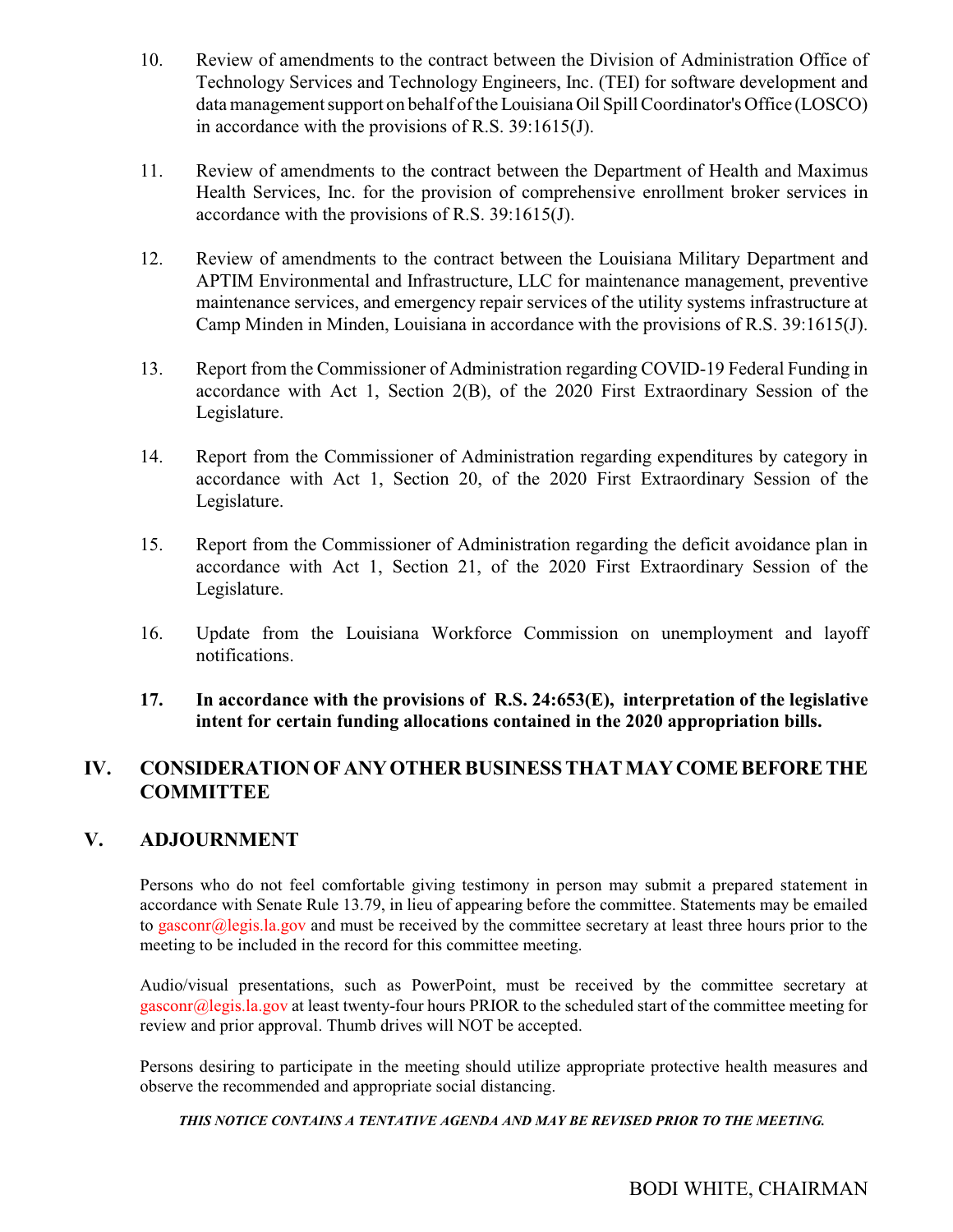10. Review of amendments to the contract between the Division of Administration Office of Technology Services and Technology Engineers, Inc. (TEI) for software development and data management support on behalf of the Louisiana Oil Spill Coordinator's Office (LOSCO) in accordance with the provisions of R.S. 39:1615(J).

11. Review of amendments to the contract between the Department of Health and Maximus Health Services, Inc. for the provision of comprehensive enrollment broker services in accordance with the provisions of R.S. 39:1615(J).

12. Review of amendments to the contract between the Louisiana Military Department and APTIM Environmental and Infrastructure, LLC for maintenance management, preventive maintenance services, and emergency repair services of the utility systems infrastructure at Camp Minden in Minden, Louisiana in accordance with the provisions of R.S. 39:1615(J).

13. Report from the Commissioner of Administration regarding COVID-19 Federal Funding in accordance with Act 1, Section 2(B), of the 2020 First Extraordinary Session of the Legislature.

14. Report from the Commissioner of Administration regarding expenditures by category in accordance with Act 1, Section 20, of the 2020 First Extraordinary Session of the Legislature.

15. Report from the Commissioner of Administration regarding the deficit avoidance plan in accordance with Act 1, Section 21, of the 2020 First Extraordinary Session of the Legislature.

16. Update from the Louisiana Workforce Commission on unemployment and layoff notifications.

17. **In accordance with the provisions of R.S. 24:653(E), interpretation of the legislative intent for certain funding allocations contained in the 2020 appropriation bills.**

## IV. CONSIDERATION OF ANY OTHER BUSINESS THAT MAY COME BEFORE THE COMMITTEE

## V. ADJOURNMENT

Persons who do not feel comfortable giving testimony in person may submit a prepared statement in accordance with Senate Rule 13.79, in lieu of appearing before the committee. Statements may be emailed to gasconr@legis.la.gov and must be received by the committee secretary at least three hours prior to the meeting to be included in the record for this committee meeting.

Audio/visual presentations, such as PowerPoint, must be received by the committee secretary at gasconr@legis.la.gov at least twenty-four hours PRIOR to the scheduled start of the committee meeting for review and prior approval. Thumb drives will NOT be accepted.

Persons desiring to participate in the meeting should utilize appropriate protective health measures and observe the recommended and appropriate social distancing.

***THIS NOTICE CONTAINS A TENTATIVE AGENDA AND MAY BE REVISED PRIOR TO THE MEETING.***

BODI WHITE, CHAIRMAN